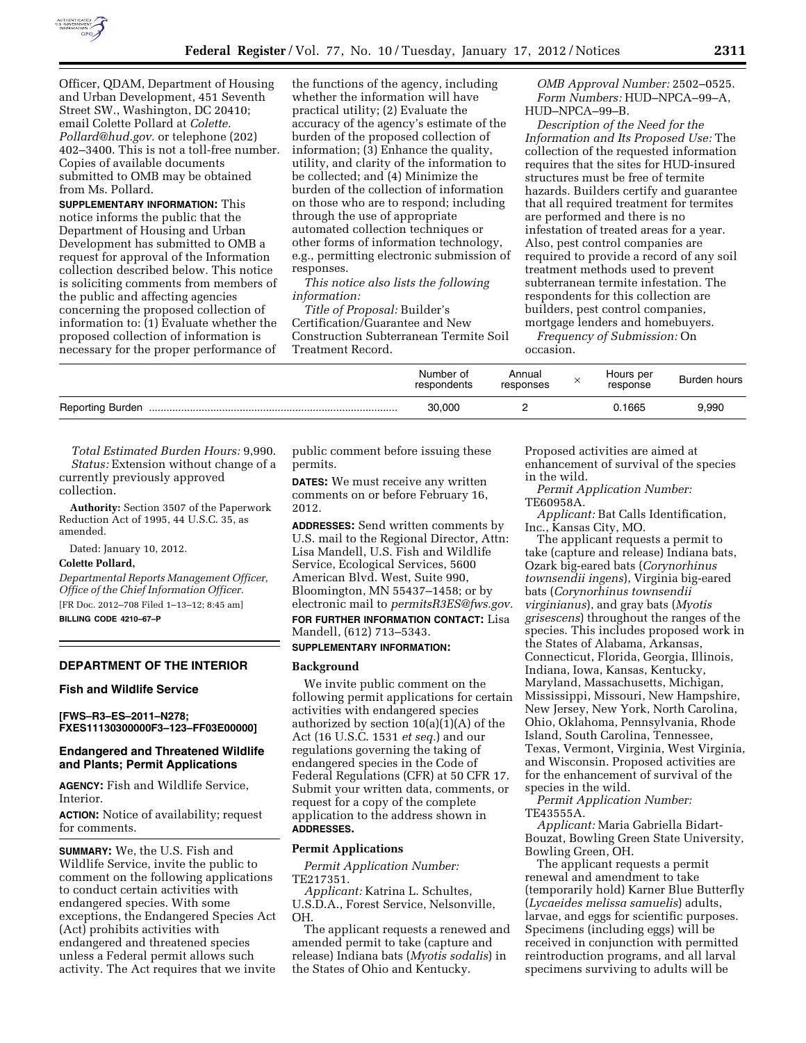Officer, QDAM, Department of Housing and Urban Development, 451 Seventh Street SW., Washington, DC 20410; email Colette Pollard at *Colette.Pollard@hud.gov.* or telephone (202) 402–3400. This is not a toll-free number. Copies of available documents submitted to OMB may be obtained from Ms. Pollard.

**SUPPLEMENTARY INFORMATION:** This notice informs the public that the Department of Housing and Urban Development has submitted to OMB a request for approval of the Information collection described below. This notice is soliciting comments from members of the public and affecting agencies concerning the proposed collection of information to: (1) Evaluate whether the proposed collection of information is necessary for the proper performance of the functions of the agency, including whether the information will have practical utility; (2) Evaluate the accuracy of the agency's estimate of the burden of the proposed collection of information; (3) Enhance the quality, utility, and clarity of the information to be collected; and (4) Minimize the burden of the collection of information on those who are to respond; including through the use of appropriate automated collection techniques or other forms of information technology, e.g., permitting electronic submission of responses.

*This notice also lists the following information:*

*Title of Proposal:* Builder's Certification/Guarantee and New Construction Subterranean Termite Soil Treatment Record.

*OMB Approval Number:* 2502–0525.

*Form Numbers:* HUD–NPCA–99–A, HUD–NPCA–99–B.

*Description of the Need for the Information and Its Proposed Use:* The collection of the requested information requires that the sites for HUD-insured structures must be free of termite hazards. Builders certify and guarantee that all required treatment for termites are performed and there is no infestation of treated areas for a year. Also, pest control companies are required to provide a record of any soil treatment methods used to prevent subterranean termite infestation. The respondents for this collection are builders, pest control companies, mortgage lenders and homebuyers.

*Frequency of Submission:* On occasion.

| | Number of respondents | Annual responses | × | Hours per response | Burden hours |
|---|---|---|---|---|---|
| Reporting Burden | 30,000 | 2 | | 0.1665 | 9,990 |

*Total Estimated Burden Hours:* 9,990.

*Status:* Extension without change of a currently previously approved collection.

**Authority:** Section 3507 of the Paperwork Reduction Act of 1995, 44 U.S.C. 35, as amended.

Dated: January 10, 2012.

**Colette Pollard,**

*Departmental Reports Management Officer, Office of the Chief Information Officer.*

[FR Doc. 2012–708 Filed 1–13–12; 8:45 am]

**BILLING CODE 4210–67–P**

## DEPARTMENT OF THE INTERIOR

### Fish and Wildlife Service

**[FWS–R3–ES–2011–N278; FXES11130300000F3–123–FF03E00000]**

### Endangered and Threatened Wildlife and Plants; Permit Applications

**AGENCY:** Fish and Wildlife Service, Interior.

**ACTION:** Notice of availability; request for comments.

**SUMMARY:** We, the U.S. Fish and Wildlife Service, invite the public to comment on the following applications to conduct certain activities with endangered species. With some exceptions, the Endangered Species Act (Act) prohibits activities with endangered and threatened species unless a Federal permit allows such activity. The Act requires that we invite public comment before issuing these permits.

**DATES:** We must receive any written comments on or before February 16, 2012.

**ADDRESSES:** Send written comments by U.S. mail to the Regional Director, Attn: Lisa Mandell, U.S. Fish and Wildlife Service, Ecological Services, 5600 American Blvd. West, Suite 990, Bloomington, MN 55437–1458; or by electronic mail to *permitsR3ES@fws.gov.*

**FOR FURTHER INFORMATION CONTACT:** Lisa Mandell, (612) 713–5343.

**SUPPLEMENTARY INFORMATION:**

**Background**

We invite public comment on the following permit applications for certain activities with endangered species authorized by section 10(a)(1)(A) of the Act (16 U.S.C. 1531 *et seq.*) and our regulations governing the taking of endangered species in the Code of Federal Regulations (CFR) at 50 CFR 17. Submit your written data, comments, or request for a copy of the complete application to the address shown in **ADDRESSES.**

**Permit Applications**

*Permit Application Number:* TE217351.

*Applicant:* Katrina L. Schultes, U.S.D.A., Forest Service, Nelsonville, OH.

The applicant requests a renewed and amended permit to take (capture and release) Indiana bats (*Myotis sodalis*) in the States of Ohio and Kentucky. Proposed activities are aimed at enhancement of survival of the species in the wild.

*Permit Application Number:* TE60958A.

*Applicant:* Bat Calls Identification, Inc., Kansas City, MO.

The applicant requests a permit to take (capture and release) Indiana bats, Ozark big-eared bats (*Corynorhinus townsendii ingens*), Virginia big-eared bats (*Corynorhinus townsendii virginianus*), and gray bats (*Myotis grisescens*) throughout the ranges of the species. This includes proposed work in the States of Alabama, Arkansas, Connecticut, Florida, Georgia, Illinois, Indiana, Iowa, Kansas, Kentucky, Maryland, Massachusetts, Michigan, Mississippi, Missouri, New Hampshire, New Jersey, New York, North Carolina, Ohio, Oklahoma, Pennsylvania, Rhode Island, South Carolina, Tennessee, Texas, Vermont, Virginia, West Virginia, and Wisconsin. Proposed activities are for the enhancement of survival of the species in the wild.

*Permit Application Number:* TE43555A.

*Applicant:* Maria Gabriella Bidart-Bouzat, Bowling Green State University, Bowling Green, OH.

The applicant requests a permit renewal and amendment to take (temporarily hold) Karner Blue Butterfly (*Lycaeides melissa samuelis*) adults, larvae, and eggs for scientific purposes. Specimens (including eggs) will be received in conjunction with permitted reintroduction programs, and all larval specimens surviving to adults will be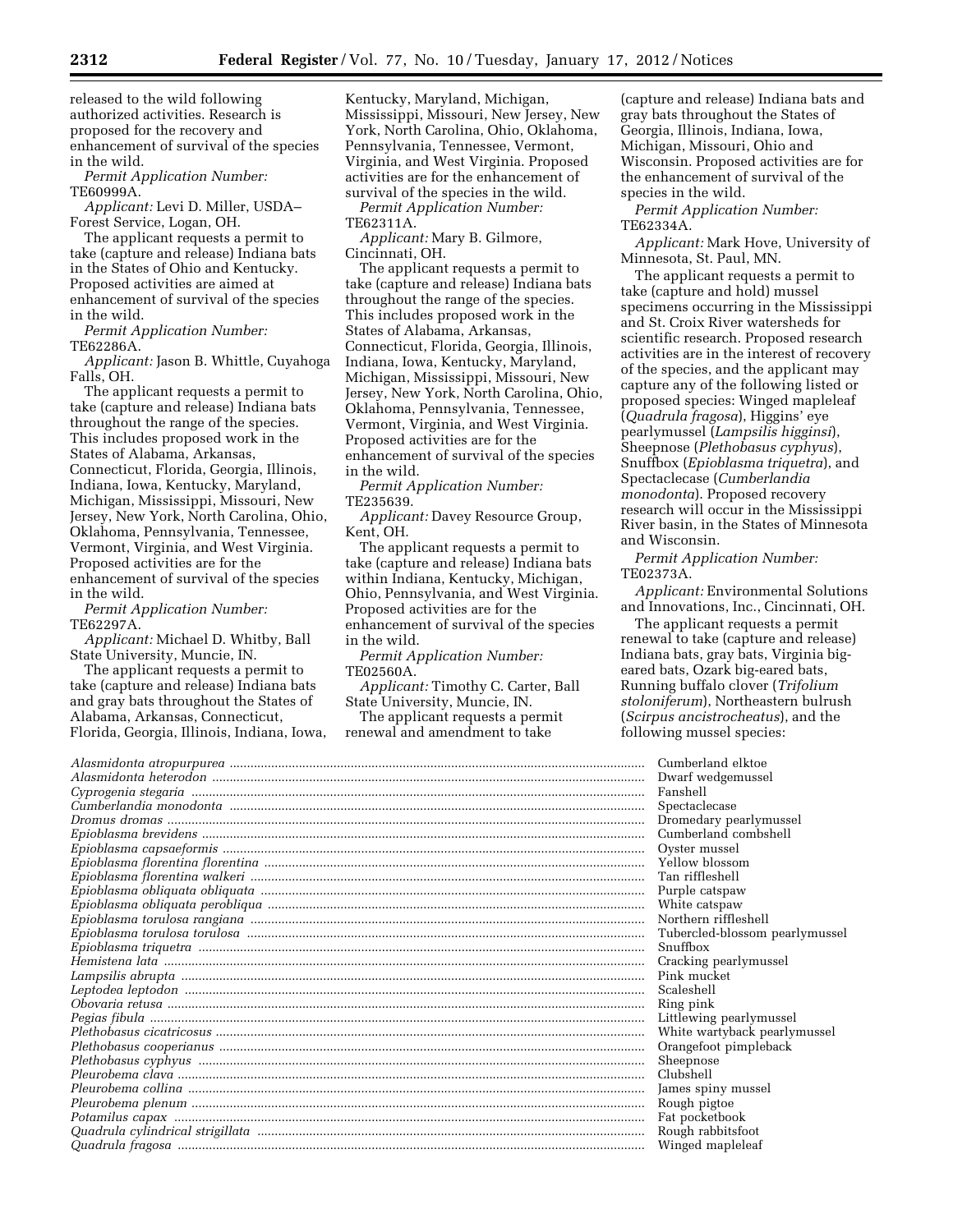released to the wild following authorized activities. Research is proposed for the recovery and enhancement of survival of the species in the wild.

*Permit Application Number:* TE60999A.

*Applicant:* Levi D. Miller, USDA–Forest Service, Logan, OH.

The applicant requests a permit to take (capture and release) Indiana bats in the States of Ohio and Kentucky. Proposed activities are aimed at enhancement of survival of the species in the wild.

*Permit Application Number:* TE62286A.

*Applicant:* Jason B. Whittle, Cuyahoga Falls, OH.

The applicant requests a permit to take (capture and release) Indiana bats throughout the range of the species. This includes proposed work in the States of Alabama, Arkansas, Connecticut, Florida, Georgia, Illinois, Indiana, Iowa, Kentucky, Maryland, Michigan, Mississippi, Missouri, New Jersey, New York, North Carolina, Ohio, Oklahoma, Pennsylvania, Tennessee, Vermont, Virginia, and West Virginia. Proposed activities are for the enhancement of survival of the species in the wild.

*Permit Application Number:* TE62297A.

*Applicant:* Michael D. Whitby, Ball State University, Muncie, IN.

The applicant requests a permit to take (capture and release) Indiana bats and gray bats throughout the States of Alabama, Arkansas, Connecticut, Florida, Georgia, Illinois, Indiana, Iowa, Kentucky, Maryland, Michigan, Mississippi, Missouri, New Jersey, New York, North Carolina, Ohio, Oklahoma, Pennsylvania, Tennessee, Vermont, Virginia, and West Virginia. Proposed activities are for the enhancement of survival of the species in the wild.

*Permit Application Number:* TE62311A.

*Applicant:* Mary B. Gilmore, Cincinnati, OH.

The applicant requests a permit to take (capture and release) Indiana bats throughout the range of the species. This includes proposed work in the States of Alabama, Arkansas, Connecticut, Florida, Georgia, Illinois, Indiana, Iowa, Kentucky, Maryland, Michigan, Mississippi, Missouri, New Jersey, New York, North Carolina, Ohio, Oklahoma, Pennsylvania, Tennessee, Vermont, Virginia, and West Virginia. Proposed activities are for the enhancement of survival of the species in the wild.

*Permit Application Number:* TE235639.

*Applicant:* Davey Resource Group, Kent, OH.

The applicant requests a permit to take (capture and release) Indiana bats within Indiana, Kentucky, Michigan, Ohio, Pennsylvania, and West Virginia. Proposed activities are for the enhancement of survival of the species in the wild.

*Permit Application Number:* TE02560A.

*Applicant:* Timothy C. Carter, Ball State University, Muncie, IN.

The applicant requests a permit renewal and amendment to take (capture and release) Indiana bats and gray bats throughout the States of Georgia, Illinois, Indiana, Iowa, Michigan, Missouri, Ohio and Wisconsin. Proposed activities are for the enhancement of survival of the species in the wild.

*Permit Application Number:* TE62334A.

*Applicant:* Mark Hove, University of Minnesota, St. Paul, MN.

The applicant requests a permit to take (capture and hold) mussel specimens occurring in the Mississippi and St. Croix River watersheds for scientific research. Proposed research activities are in the interest of recovery of the species, and the applicant may capture any of the following listed or proposed species: Winged mapleleaf (*Quadrula fragosa*), Higgins' eye pearlymussel (*Lampsilis higginsi*), Sheepnose (*Plethobasus cyphyus*), Snuffbox (*Epioblasma triquetra*), and Spectaclecase (*Cumberlandia monodonta*). Proposed recovery research will occur in the Mississippi River basin, in the States of Minnesota and Wisconsin.

*Permit Application Number:* TE02373A.

*Applicant:* Environmental Solutions and Innovations, Inc., Cincinnati, OH.

The applicant requests a permit renewal to take (capture and release) Indiana bats, gray bats, Virginia big-eared bats, Ozark big-eared bats, Running buffalo clover (*Trifolium stoloniferum*), Northeastern bulrush (*Scirpus ancistrocheatus*), and the following mussel species:

| | |
|---|---|
| *Alasmidonta atropurpurea* | Cumberland elktoe |
| *Alasmidonta heterodon* | Dwarf wedgemussel |
| *Cyprogenia stegaria* | Fanshell |
| *Cumberlandia monodonta* | Spectaclecase |
| *Dromus dromas* | Dromedary pearlymussel |
| *Epioblasma brevidens* | Cumberland combshell |
| *Epioblasma capsaeformis* | Oyster mussel |
| *Epioblasma florentina florentina* | Yellow blossom |
| *Epioblasma florentina walkeri* | Tan riffleshell |
| *Epioblasma obliquata obliquata* | Purple catspaw |
| *Epioblasma obliquata perobliqua* | White catspaw |
| *Epioblasma torulosa rangiana* | Northern riffleshell |
| *Epioblasma torulosa torulosa* | Tubercled-blossom pearlymussel |
| *Epioblasma triquetra* | Snuffbox |
| *Hemistena lata* | Cracking pearlymussel |
| *Lampsilis abrupta* | Pink mucket |
| *Leptodea leptodon* | Scaleshell |
| *Obovaria retusa* | Ring pink |
| *Pegias fibula* | Littlewing pearlymussel |
| *Plethobasus cicatricosus* | White wartyback pearlymussel |
| *Plethobasus cooperianus* | Orangefoot pimpleback |
| *Plethobasus cyphyus* | Sheepnose |
| *Pleurobema clava* | Clubshell |
| *Pleurobema collina* | James spiny mussel |
| *Pleurobema plenum* | Rough pigtoe |
| *Potamilus capax* | Fat pocketbook |
| *Quadrula cylindrical strigillata* | Rough rabbitsfoot |
| *Quadrula fragosa* | Winged mapleleaf |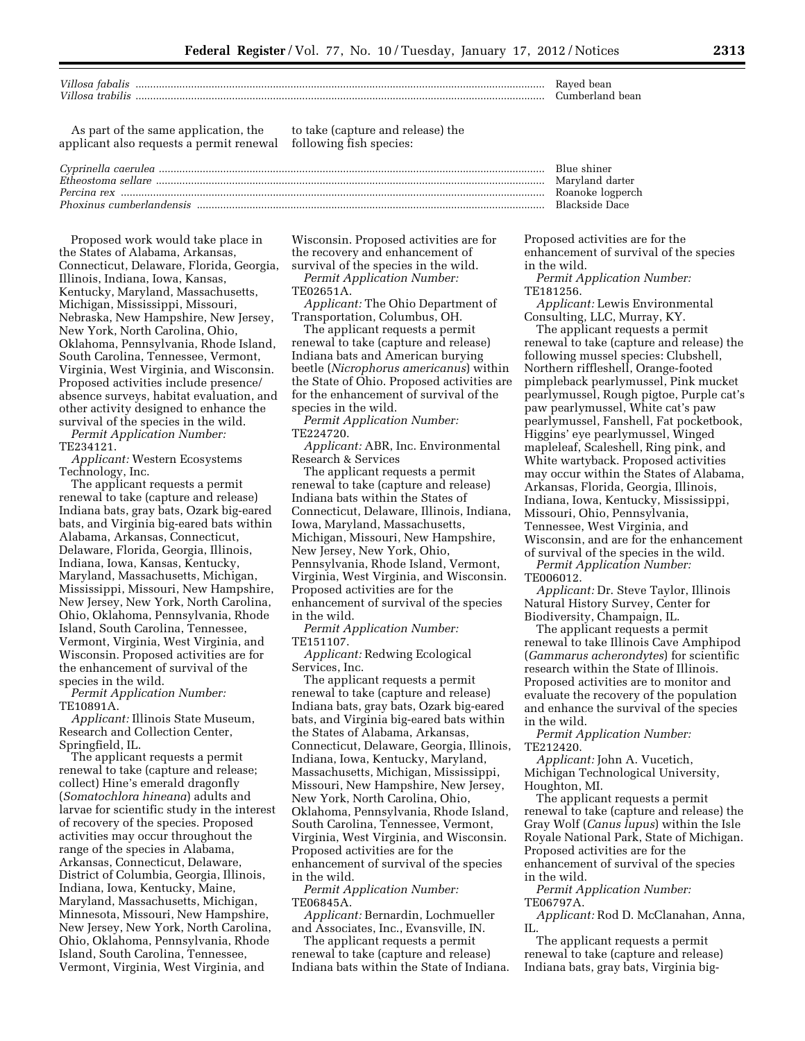| | |
|---|---|
| *Villosa fabalis* | Rayed bean |
| *Villosa trabilis* | Cumberland bean |

As part of the same application, the applicant also requests a permit renewal to take (capture and release) the following fish species:

| | |
|---|---|
| *Cyprinella caerulea* | Blue shiner |
| *Etheostoma sellare* | Maryland darter |
| *Percina rex* | Roanoke logperch |
| *Phoxinus cumberlandensis* | Blackside Dace |

Proposed work would take place in the States of Alabama, Arkansas, Connecticut, Delaware, Florida, Georgia, Illinois, Indiana, Iowa, Kansas, Kentucky, Maryland, Massachusetts, Michigan, Mississippi, Missouri, Nebraska, New Hampshire, New Jersey, New York, North Carolina, Ohio, Oklahoma, Pennsylvania, Rhode Island, South Carolina, Tennessee, Vermont, Virginia, West Virginia, and Wisconsin. Proposed activities include presence/absence surveys, habitat evaluation, and other activity designed to enhance the survival of the species in the wild.

*Permit Application Number:* TE234121.

*Applicant:* Western Ecosystems Technology, Inc.

The applicant requests a permit renewal to take (capture and release) Indiana bats, gray bats, Ozark big-eared bats, and Virginia big-eared bats within Alabama, Arkansas, Connecticut, Delaware, Florida, Georgia, Illinois, Indiana, Iowa, Kansas, Kentucky, Maryland, Massachusetts, Michigan, Mississippi, Missouri, New Hampshire, New Jersey, New York, North Carolina, Ohio, Oklahoma, Pennsylvania, Rhode Island, South Carolina, Tennessee, Vermont, Virginia, West Virginia, and Wisconsin. Proposed activities are for the enhancement of survival of the species in the wild.

*Permit Application Number:* TE10891A.

*Applicant:* Illinois State Museum, Research and Collection Center, Springfield, IL.

The applicant requests a permit renewal to take (capture and release; collect) Hine's emerald dragonfly (*Somatochlora hineana*) adults and larvae for scientific study in the interest of recovery of the species. Proposed activities may occur throughout the range of the species in Alabama, Arkansas, Connecticut, Delaware, District of Columbia, Georgia, Illinois, Indiana, Iowa, Kentucky, Maine, Maryland, Massachusetts, Michigan, Minnesota, Missouri, New Hampshire, New Jersey, New York, North Carolina, Ohio, Oklahoma, Pennsylvania, Rhode Island, South Carolina, Tennessee, Vermont, Virginia, West Virginia, and Wisconsin. Proposed activities are for the recovery and enhancement of survival of the species in the wild.

*Permit Application Number:* TE02651A.

*Applicant:* The Ohio Department of Transportation, Columbus, OH.

The applicant requests a permit renewal to take (capture and release) Indiana bats and American burying beetle (*Nicrophorus americanus*) within the State of Ohio. Proposed activities are for the enhancement of survival of the species in the wild.

*Permit Application Number:* TE224720.

*Applicant:* ABR, Inc. Environmental Research & Services

The applicant requests a permit renewal to take (capture and release) Indiana bats within the States of Connecticut, Delaware, Illinois, Indiana, Iowa, Maryland, Massachusetts, Michigan, Missouri, New Hampshire, New Jersey, New York, Ohio, Pennsylvania, Rhode Island, Vermont, Virginia, West Virginia, and Wisconsin. Proposed activities are for the enhancement of survival of the species in the wild.

*Permit Application Number:* TE151107.

*Applicant:* Redwing Ecological Services, Inc.

The applicant requests a permit renewal to take (capture and release) Indiana bats, gray bats, Ozark big-eared bats, and Virginia big-eared bats within the States of Alabama, Arkansas, Connecticut, Delaware, Georgia, Illinois, Indiana, Iowa, Kentucky, Maryland, Massachusetts, Michigan, Mississippi, Missouri, New Hampshire, New Jersey, New York, North Carolina, Ohio, Oklahoma, Pennsylvania, Rhode Island, South Carolina, Tennessee, Vermont, Virginia, West Virginia, and Wisconsin. Proposed activities are for the enhancement of survival of the species in the wild.

*Permit Application Number:* TE06845A.

*Applicant:* Bernardin, Lochmueller and Associates, Inc., Evansville, IN.

The applicant requests a permit renewal to take (capture and release) Indiana bats within the State of Indiana. Proposed activities are for the enhancement of survival of the species in the wild.

*Permit Application Number:* TE181256.

*Applicant:* Lewis Environmental Consulting, LLC, Murray, KY.

The applicant requests a permit renewal to take (capture and release) the following mussel species: Clubshell, Northern riffleshell, Orange-footed pimpleback pearlymussel, Pink mucket pearlymussel, Rough pigtoe, Purple cat's paw pearlymussel, White cat's paw pearlymussel, Fanshell, Fat pocketbook, Higgins' eye pearlymussel, Winged mapleleaf, Scaleshell, Ring pink, and White wartyback. Proposed activities may occur within the States of Alabama, Arkansas, Florida, Georgia, Illinois, Indiana, Iowa, Kentucky, Mississippi, Missouri, Ohio, Pennsylvania, Tennessee, West Virginia, and Wisconsin, and are for the enhancement of survival of the species in the wild.

*Permit Application Number:* TE006012.

*Applicant:* Dr. Steve Taylor, Illinois Natural History Survey, Center for Biodiversity, Champaign, IL.

The applicant requests a permit renewal to take Illinois Cave Amphipod (*Gammarus acherondytes*) for scientific research within the State of Illinois. Proposed activities are to monitor and evaluate the recovery of the population and enhance the survival of the species in the wild.

*Permit Application Number:* TE212420.

*Applicant:* John A. Vucetich, Michigan Technological University, Houghton, MI.

The applicant requests a permit renewal to take (capture and release) the Gray Wolf (*Canus lupus*) within the Isle Royale National Park, State of Michigan. Proposed activities are for the enhancement of survival of the species in the wild.

*Permit Application Number:* TE06797A.

*Applicant:* Rod D. McClanahan, Anna, IL.

The applicant requests a permit renewal to take (capture and release) Indiana bats, gray bats, Virginia big-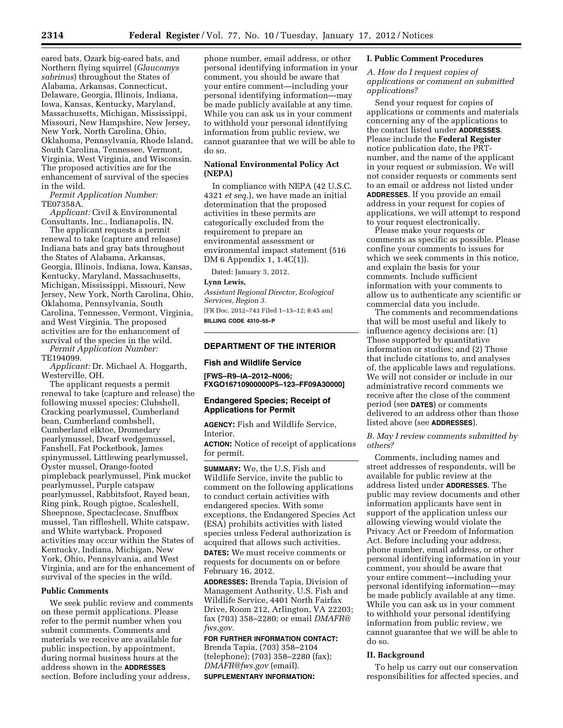eared bats, Ozark big-eared bats, and Northern flying squirrel (*Glaucomys sabrinus*) throughout the States of Alabama, Arkansas, Connecticut, Delaware, Georgia, Illinois, Indiana, Iowa, Kansas, Kentucky, Maryland, Massachusetts, Michigan, Mississippi, Missouri, New Hampshire, New Jersey, New York, North Carolina, Ohio, Oklahoma, Pennsylvania, Rhode Island, South Carolina, Tennessee, Vermont, Virginia, West Virginia, and Wisconsin. The proposed activities are for the enhancement of survival of the species in the wild.

*Permit Application Number:* TE07358A.

*Applicant:* Civil & Environmental Consultants, Inc., Indianapolis, IN.

The applicant requests a permit renewal to take (capture and release) Indiana bats and gray bats throughout the States of Alabama, Arkansas, Georgia, Illinois, Indiana, Iowa, Kansas, Kentucky, Maryland, Massachusetts, Michigan, Mississippi, Missouri, New Jersey, New York, North Carolina, Ohio, Oklahoma, Pennsylvania, South Carolina, Tennessee, Vermont, Virginia, and West Virginia. The proposed activities are for the enhancement of survival of the species in the wild.

*Permit Application Number:* TE194099.

*Applicant:* Dr. Michael A. Hoggarth, Westerville, OH.

The applicant requests a permit renewal to take (capture and release) the following mussel species: Clubshell, Cracking pearlymussel, Cumberland bean, Cumberland combshell, Cumberland elktoe, Dromedary pearlymussel, Dwarf wedgemussel, Fanshell, Fat Pocketbook, James spinymussel, Littlewing pearlymussel, Oyster mussel, Orange-footed pimpleback pearlymussel, Pink mucket pearlymussel, Purple catspaw pearlymussel, Rabbitsfoot, Rayed bean, Ring pink, Rough pigtoe, Scaleshell, Sheepnose, Spectaclecase, Snuffbox mussel, Tan riffleshell, White catspaw, and White wartyback. Proposed activities may occur within the States of Kentucky, Indiana, Michigan, New York, Ohio, Pennsylvania, and West Virginia, and are for the enhancement of survival of the species in the wild.

### Public Comments

We seek public review and comments on these permit applications. Please refer to the permit number when you submit comments. Comments and materials we receive are available for public inspection, by appointment, during normal business hours at the address shown in the **ADDRESSES** section. Before including your address, phone number, email address, or other personal identifying information in your comment, you should be aware that your entire comment—including your personal identifying information—may be made publicly available at any time. While you can ask us in your comment to withhold your personal identifying information from public review, we cannot guarantee that we will be able to do so.

### National Environmental Policy Act (NEPA)

In compliance with NEPA (42 U.S.C. 4321 *et seq.*), we have made an initial determination that the proposed activities in these permits are categorically excluded from the requirement to prepare an environmental assessment or environmental impact statement (516 DM 6 Appendix 1, 1.4C(1)).

Dated: January 3, 2012.

**Lynn Lewis,**

*Assistant Regional Director, Ecological Services, Region 3.*

[FR Doc. 2012–743 Filed 1–13–12; 8:45 am]

**BILLING CODE 4310–55–P**

---

## DEPARTMENT OF THE INTERIOR

### Fish and Wildlife Service

**[FWS–R9–IA–2012–N006; FXGO16710900000P5–123–FF09A30000]**

## Endangered Species; Receipt of Applications for Permit

**AGENCY:** Fish and Wildlife Service, Interior.

**ACTION:** Notice of receipt of applications for permit.

**SUMMARY:** We, the U.S. Fish and Wildlife Service, invite the public to comment on the following applications to conduct certain activities with endangered species. With some exceptions, the Endangered Species Act (ESA) prohibits activities with listed species unless Federal authorization is acquired that allows such activities.

**DATES:** We must receive comments or requests for documents on or before February 16, 2012.

**ADDRESSES:** Brenda Tapia, Division of Management Authority, U.S. Fish and Wildlife Service, 4401 North Fairfax Drive, Room 212, Arlington, VA 22203; fax (703) 358–2280; or email *DMAFR@fws.gov.*

**FOR FURTHER INFORMATION CONTACT:** Brenda Tapia, (703) 358–2104 (telephone); (703) 358–2280 (fax); *DMAFR@fws.gov* (email).

**SUPPLEMENTARY INFORMATION:**

### I. Public Comment Procedures

#### *A. How do I request copies of applications or comment on submitted applications?*

Send your request for copies of applications or comments and materials concerning any of the applications to the contact listed under **ADDRESSES**. Please include the **Federal Register** notice publication date, the PRT-number, and the name of the applicant in your request or submission. We will not consider requests or comments sent to an email or address not listed under **ADDRESSES**. If you provide an email address in your request for copies of applications, we will attempt to respond to your request electronically.

Please make your requests or comments as specific as possible. Please confine your comments to issues for which we seek comments in this notice, and explain the basis for your comments. Include sufficient information with your comments to allow us to authenticate any scientific or commercial data you include.

The comments and recommendations that will be most useful and likely to influence agency decisions are: (1) Those supported by quantitative information or studies; and (2) Those that include citations to, and analyses of, the applicable laws and regulations. We will not consider or include in our administrative record comments we receive after the close of the comment period (see **DATES**) or comments delivered to an address other than those listed above (see **ADDRESSES**).

#### *B. May I review comments submitted by others?*

Comments, including names and street addresses of respondents, will be available for public review at the address listed under **ADDRESSES**. The public may review documents and other information applicants have sent in support of the application unless our allowing viewing would violate the Privacy Act or Freedom of Information Act. Before including your address, phone number, email address, or other personal identifying information in your comment, you should be aware that your entire comment—including your personal identifying information—may be made publicly available at any time. While you can ask us in your comment to withhold your personal identifying information from public review, we cannot guarantee that we will be able to do so.

### II. Background

To help us carry out our conservation responsibilities for affected species, and